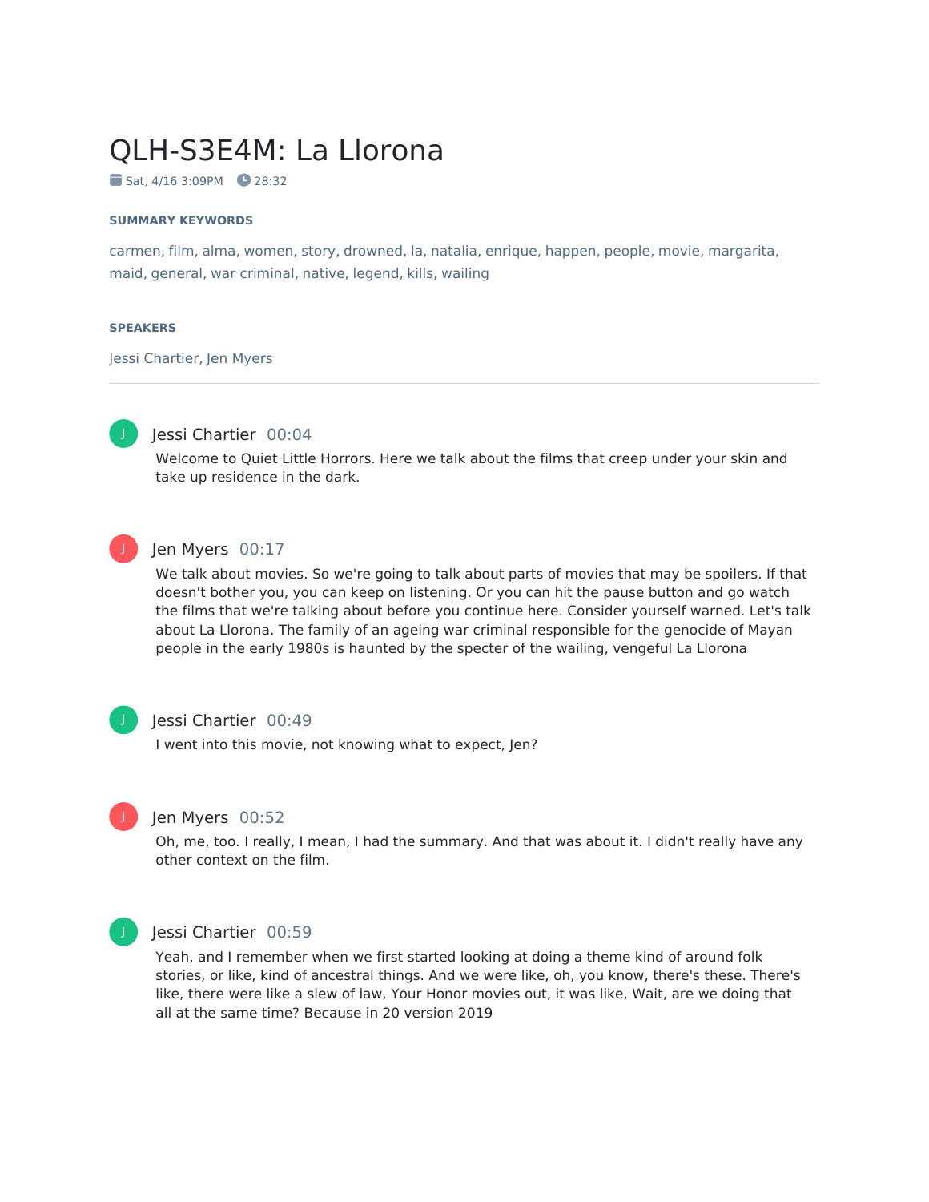# QLH-S3E4M: La Llorona

Sat, 4/16 3:09PM 28:32

**SUMMARY KEYWORDS**

carmen, film, alma, women, story, drowned, la, natalia, enrique, happen, people, movie, margarita, maid, general, war criminal, native, legend, kills, wailing

**SPEAKERS**

Jessi Chartier, Jen Myers

---

**Jessi Chartier** 00:04

Welcome to Quiet Little Horrors. Here we talk about the films that creep under your skin and take up residence in the dark.

**Jen Myers** 00:17

We talk about movies. So we're going to talk about parts of movies that may be spoilers. If that doesn't bother you, you can keep on listening. Or you can hit the pause button and go watch the films that we're talking about before you continue here. Consider yourself warned. Let's talk about La Llorona. The family of an ageing war criminal responsible for the genocide of Mayan people in the early 1980s is haunted by the specter of the wailing, vengeful La Llorona

**Jessi Chartier** 00:49

I went into this movie, not knowing what to expect, Jen?

**Jen Myers** 00:52

Oh, me, too. I really, I mean, I had the summary. And that was about it. I didn't really have any other context on the film.

**Jessi Chartier** 00:59

Yeah, and I remember when we first started looking at doing a theme kind of around folk stories, or like, kind of ancestral things. And we were like, oh, you know, there's these. There's like, there were like a slew of law, Your Honor movies out, it was like, Wait, are we doing that all at the same time? Because in 20 version 2019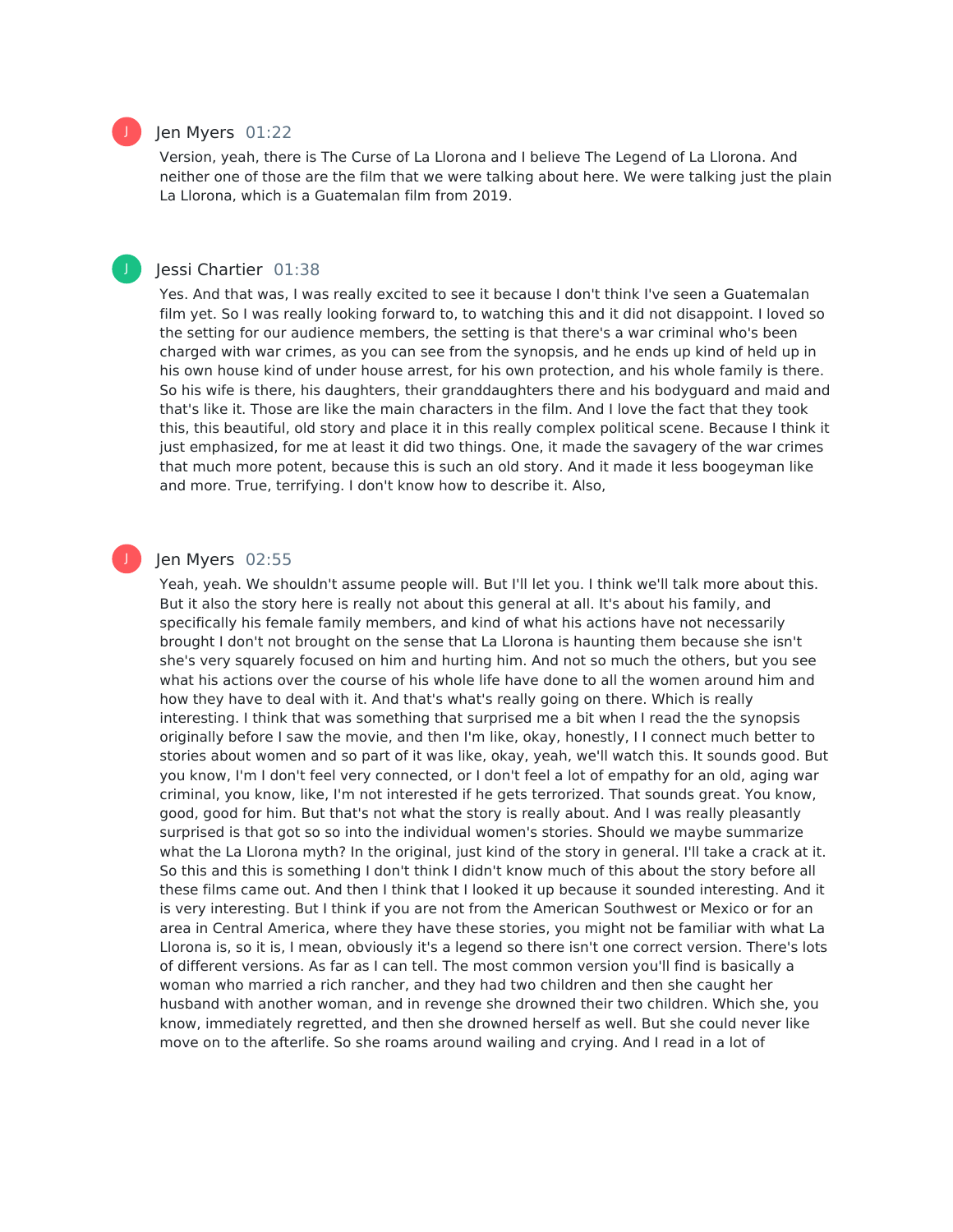Jen Myers 01:22

Version, yeah, there is The Curse of La Llorona and I believe The Legend of La Llorona. And neither one of those are the film that we were talking about here. We were talking just the plain La Llorona, which is a Guatemalan film from 2019.

Jessi Chartier 01:38

Yes. And that was, I was really excited to see it because I don't think I've seen a Guatemalan film yet. So I was really looking forward to, to watching this and it did not disappoint. I loved so the setting for our audience members, the setting is that there's a war criminal who's been charged with war crimes, as you can see from the synopsis, and he ends up kind of held up in his own house kind of under house arrest, for his own protection, and his whole family is there. So his wife is there, his daughters, their granddaughters there and his bodyguard and maid and that's like it. Those are like the main characters in the film. And I love the fact that they took this, this beautiful, old story and place it in this really complex political scene. Because I think it just emphasized, for me at least it did two things. One, it made the savagery of the war crimes that much more potent, because this is such an old story. And it made it less boogeyman like and more. True, terrifying. I don't know how to describe it. Also,

Jen Myers 02:55

Yeah, yeah. We shouldn't assume people will. But I'll let you. I think we'll talk more about this. But it also the story here is really not about this general at all. It's about his family, and specifically his female family members, and kind of what his actions have not necessarily brought I don't not brought on the sense that La Llorona is haunting them because she isn't she's very squarely focused on him and hurting him. And not so much the others, but you see what his actions over the course of his whole life have done to all the women around him and how they have to deal with it. And that's what's really going on there. Which is really interesting. I think that was something that surprised me a bit when I read the the synopsis originally before I saw the movie, and then I'm like, okay, honestly, I I connect much better to stories about women and so part of it was like, okay, yeah, we'll watch this. It sounds good. But you know, I'm I don't feel very connected, or I don't feel a lot of empathy for an old, aging war criminal, you know, like, I'm not interested if he gets terrorized. That sounds great. You know, good, good for him. But that's not what the story is really about. And I was really pleasantly surprised is that got so so into the individual women's stories. Should we maybe summarize what the La Llorona myth? In the original, just kind of the story in general. I'll take a crack at it. So this and this is something I don't think I didn't know much of this about the story before all these films came out. And then I think that I looked it up because it sounded interesting. And it is very interesting. But I think if you are not from the American Southwest or Mexico or for an area in Central America, where they have these stories, you might not be familiar with what La Llorona is, so it is, I mean, obviously it's a legend so there isn't one correct version. There's lots of different versions. As far as I can tell. The most common version you'll find is basically a woman who married a rich rancher, and they had two children and then she caught her husband with another woman, and in revenge she drowned their two children. Which she, you know, immediately regretted, and then she drowned herself as well. But she could never like move on to the afterlife. So she roams around wailing and crying. And I read in a lot of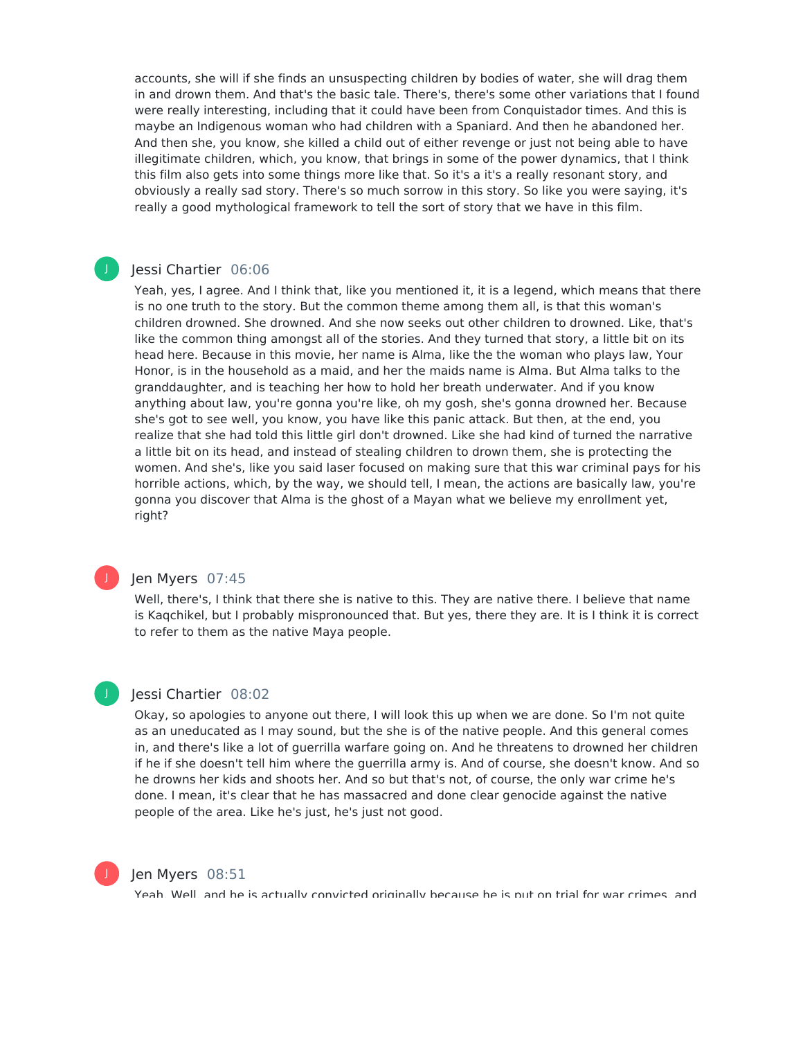accounts, she will if she finds an unsuspecting children by bodies of water, she will drag them in and drown them. And that's the basic tale. There's, there's some other variations that I found were really interesting, including that it could have been from Conquistador times. And this is maybe an Indigenous woman who had children with a Spaniard. And then he abandoned her. And then she, you know, she killed a child out of either revenge or just not being able to have illegitimate children, which, you know, that brings in some of the power dynamics, that I think this film also gets into some things more like that. So it's a it's a really resonant story, and obviously a really sad story. There's so much sorrow in this story. So like you were saying, it's really a good mythological framework to tell the sort of story that we have in this film.

**Jessi Chartier** 06:06

Yeah, yes, I agree. And I think that, like you mentioned it, it is a legend, which means that there is no one truth to the story. But the common theme among them all, is that this woman's children drowned. She drowned. And she now seeks out other children to drowned. Like, that's like the common thing amongst all of the stories. And they turned that story, a little bit on its head here. Because in this movie, her name is Alma, like the the woman who plays law, Your Honor, is in the household as a maid, and her the maids name is Alma. But Alma talks to the granddaughter, and is teaching her how to hold her breath underwater. And if you know anything about law, you're gonna you're like, oh my gosh, she's gonna drowned her. Because she's got to see well, you know, you have like this panic attack. But then, at the end, you realize that she had told this little girl don't drowned. Like she had kind of turned the narrative a little bit on its head, and instead of stealing children to drown them, she is protecting the women. And she's, like you said laser focused on making sure that this war criminal pays for his horrible actions, which, by the way, we should tell, I mean, the actions are basically law, you're gonna you discover that Alma is the ghost of a Mayan what we believe my enrollment yet, right?

**Jen Myers** 07:45

Well, there's, I think that there she is native to this. They are native there. I believe that name is Kaqchikel, but I probably mispronounced that. But yes, there they are. It is I think it is correct to refer to them as the native Maya people.

**Jessi Chartier** 08:02

Okay, so apologies to anyone out there, I will look this up when we are done. So I'm not quite as an uneducated as I may sound, but the she is of the native people. And this general comes in, and there's like a lot of guerrilla warfare going on. And he threatens to drowned her children if he if she doesn't tell him where the guerrilla army is. And of course, she doesn't know. And so he drowns her kids and shoots her. And so but that's not, of course, the only war crime he's done. I mean, it's clear that he has massacred and done clear genocide against the native people of the area. Like he's just, he's just not good.

**Jen Myers** 08:51

Yeah. Well, and he is actually convicted originally because he is put on trial for war crimes, and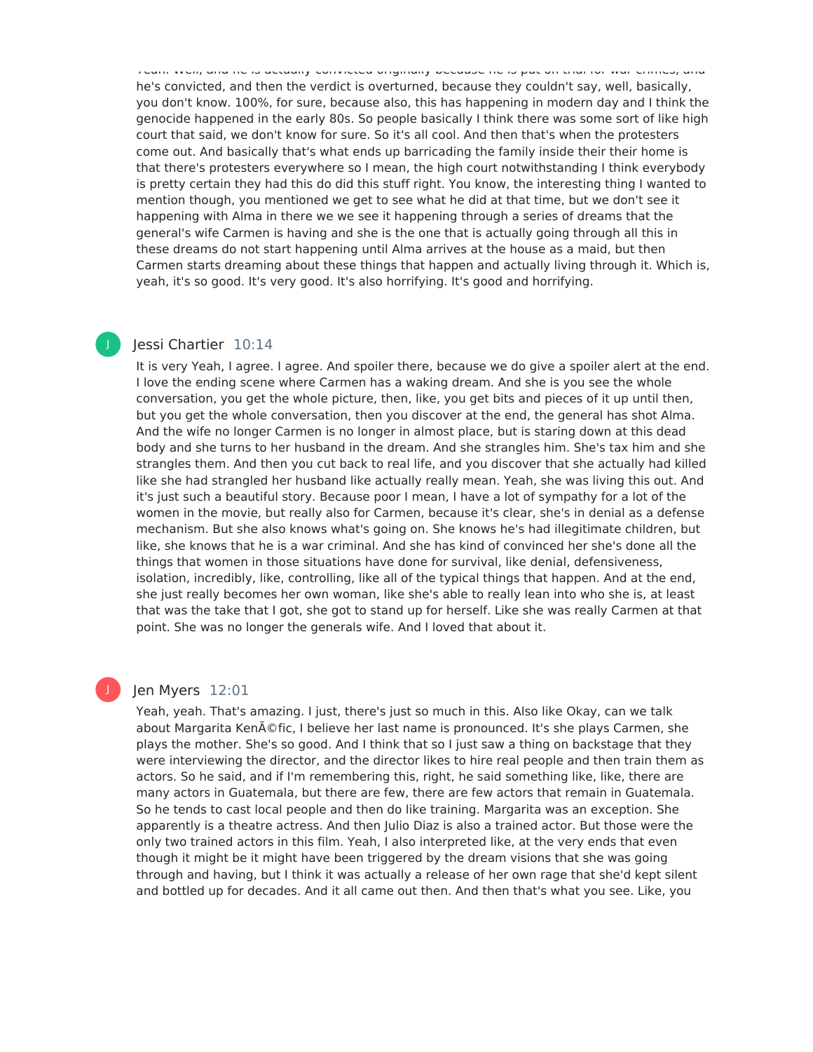Yeah. Well, and he is actually convicted originally because he is put on trial for war crimes, and he's convicted, and then the verdict is overturned, because they couldn't say, well, basically, you don't know. 100%, for sure, because also, this has happening in modern day and I think the genocide happened in the early 80s. So people basically I think there was some sort of like high court that said, we don't know for sure. So it's all cool. And then that's when the protesters come out. And basically that's what ends up barricading the family inside their their home is that there's protesters everywhere so I mean, the high court notwithstanding I think everybody is pretty certain they had this do did this stuff right. You know, the interesting thing I wanted to mention though, you mentioned we get to see what he did at that time, but we don't see it happening with Alma in there we we see it happening through a series of dreams that the general's wife Carmen is having and she is the one that is actually going through all this in these dreams do not start happening until Alma arrives at the house as a maid, but then Carmen starts dreaming about these things that happen and actually living through it. Which is, yeah, it's so good. It's very good. It's also horrifying. It's good and horrifying.

Jessi Chartier 10:14

It is very Yeah, I agree. I agree. And spoiler there, because we do give a spoiler alert at the end. I love the ending scene where Carmen has a waking dream. And she is you see the whole conversation, you get the whole picture, then, like, you get bits and pieces of it up until then, but you get the whole conversation, then you discover at the end, the general has shot Alma. And the wife no longer Carmen is no longer in almost place, but is staring down at this dead body and she turns to her husband in the dream. And she strangles him. She's tax him and she strangles them. And then you cut back to real life, and you discover that she actually had killed like she had strangled her husband like actually really mean. Yeah, she was living this out. And it's just such a beautiful story. Because poor I mean, I have a lot of sympathy for a lot of the women in the movie, but really also for Carmen, because it's clear, she's in denial as a defense mechanism. But she also knows what's going on. She knows he's had illegitimate children, but like, she knows that he is a war criminal. And she has kind of convinced her she's done all the things that women in those situations have done for survival, like denial, defensiveness, isolation, incredibly, like, controlling, like all of the typical things that happen. And at the end, she just really becomes her own woman, like she's able to really lean into who she is, at least that was the take that I got, she got to stand up for herself. Like she was really Carmen at that point. She was no longer the generals wife. And I loved that about it.

Jen Myers 12:01

Yeah, yeah. That's amazing. I just, there's just so much in this. Also like Okay, can we talk about Margarita KenÃ©fic, I believe her last name is pronounced. It's she plays Carmen, she plays the mother. She's so good. And I think that so I just saw a thing on backstage that they were interviewing the director, and the director likes to hire real people and then train them as actors. So he said, and if I'm remembering this, right, he said something like, like, there are many actors in Guatemala, but there are few, there are few actors that remain in Guatemala. So he tends to cast local people and then do like training. Margarita was an exception. She apparently is a theatre actress. And then Julio Diaz is also a trained actor. But those were the only two trained actors in this film. Yeah, I also interpreted like, at the very ends that even though it might be it might have been triggered by the dream visions that she was going through and having, but I think it was actually a release of her own rage that she'd kept silent and bottled up for decades. And it all came out then. And then that's what you see. Like, you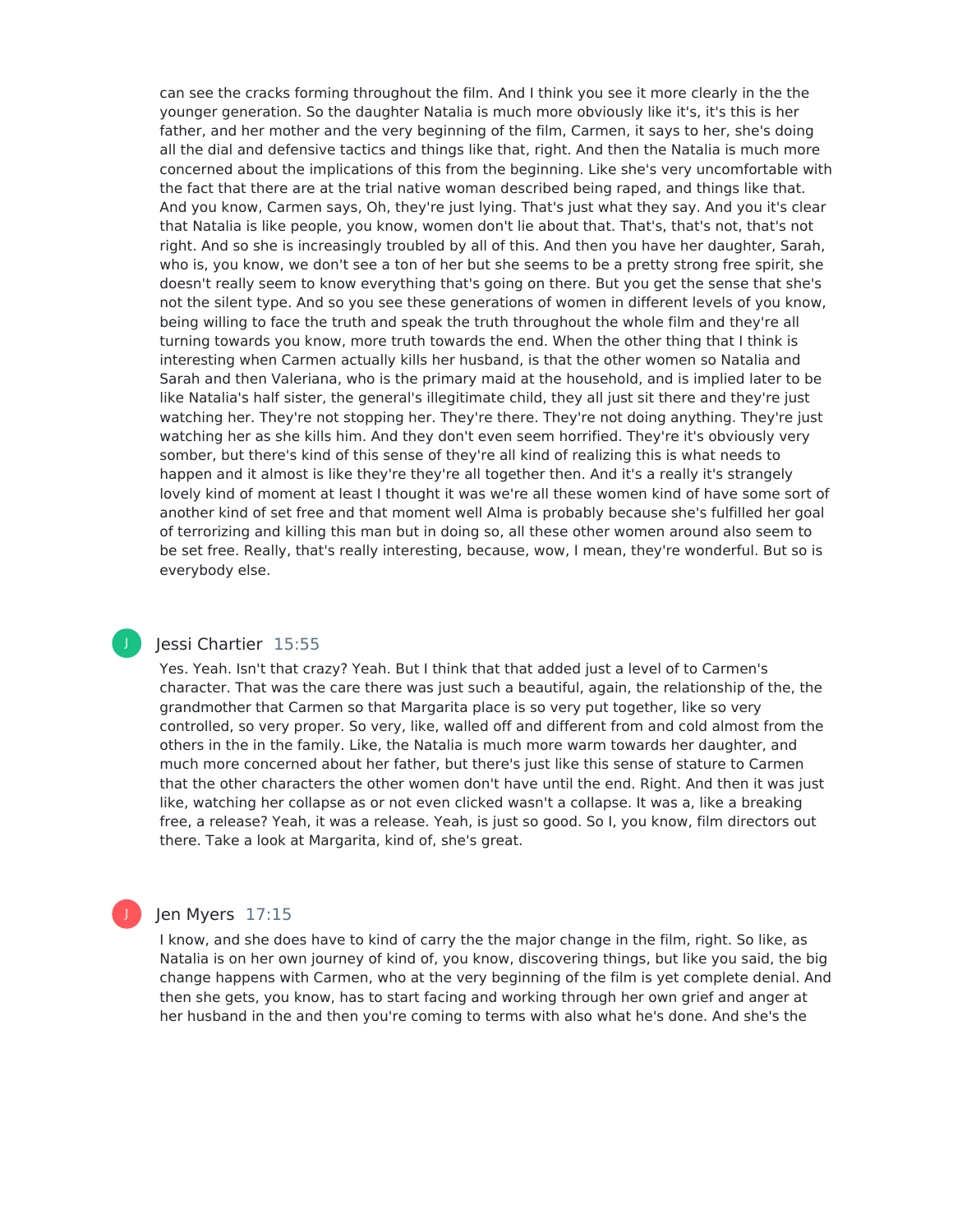can see the cracks forming throughout the film. And I think you see it more clearly in the the younger generation. So the daughter Natalia is much more obviously like it's, it's this is her father, and her mother and the very beginning of the film, Carmen, it says to her, she's doing all the dial and defensive tactics and things like that, right. And then the Natalia is much more concerned about the implications of this from the beginning. Like she's very uncomfortable with the fact that there are at the trial native woman described being raped, and things like that. And you know, Carmen says, Oh, they're just lying. That's just what they say. And you it's clear that Natalia is like people, you know, women don't lie about that. That's, that's not, that's not right. And so she is increasingly troubled by all of this. And then you have her daughter, Sarah, who is, you know, we don't see a ton of her but she seems to be a pretty strong free spirit, she doesn't really seem to know everything that's going on there. But you get the sense that she's not the silent type. And so you see these generations of women in different levels of you know, being willing to face the truth and speak the truth throughout the whole film and they're all turning towards you know, more truth towards the end. When the other thing that I think is interesting when Carmen actually kills her husband, is that the other women so Natalia and Sarah and then Valeriana, who is the primary maid at the household, and is implied later to be like Natalia's half sister, the general's illegitimate child, they all just sit there and they're just watching her. They're not stopping her. They're there. They're not doing anything. They're just watching her as she kills him. And they don't even seem horrified. They're it's obviously very somber, but there's kind of this sense of they're all kind of realizing this is what needs to happen and it almost is like they're they're all together then. And it's a really it's strangely lovely kind of moment at least I thought it was we're all these women kind of have some sort of another kind of set free and that moment well Alma is probably because she's fulfilled her goal of terrorizing and killing this man but in doing so, all these other women around also seem to be set free. Really, that's really interesting, because, wow, I mean, they're wonderful. But so is everybody else.

**Jessi Chartier** 15:55

Yes. Yeah. Isn't that crazy? Yeah. But I think that that added just a level of to Carmen's character. That was the care there was just such a beautiful, again, the relationship of the, the grandmother that Carmen so that Margarita place is so very put together, like so very controlled, so very proper. So very, like, walled off and different from and cold almost from the others in the in the family. Like, the Natalia is much more warm towards her daughter, and much more concerned about her father, but there's just like this sense of stature to Carmen that the other characters the other women don't have until the end. Right. And then it was just like, watching her collapse as or not even clicked wasn't a collapse. It was a, like a breaking free, a release? Yeah, it was a release. Yeah, is just so good. So I, you know, film directors out there. Take a look at Margarita, kind of, she's great.

**Jen Myers** 17:15

I know, and she does have to kind of carry the the major change in the film, right. So like, as Natalia is on her own journey of kind of, you know, discovering things, but like you said, the big change happens with Carmen, who at the very beginning of the film is yet complete denial. And then she gets, you know, has to start facing and working through her own grief and anger at her husband in the and then you're coming to terms with also what he's done. And she's the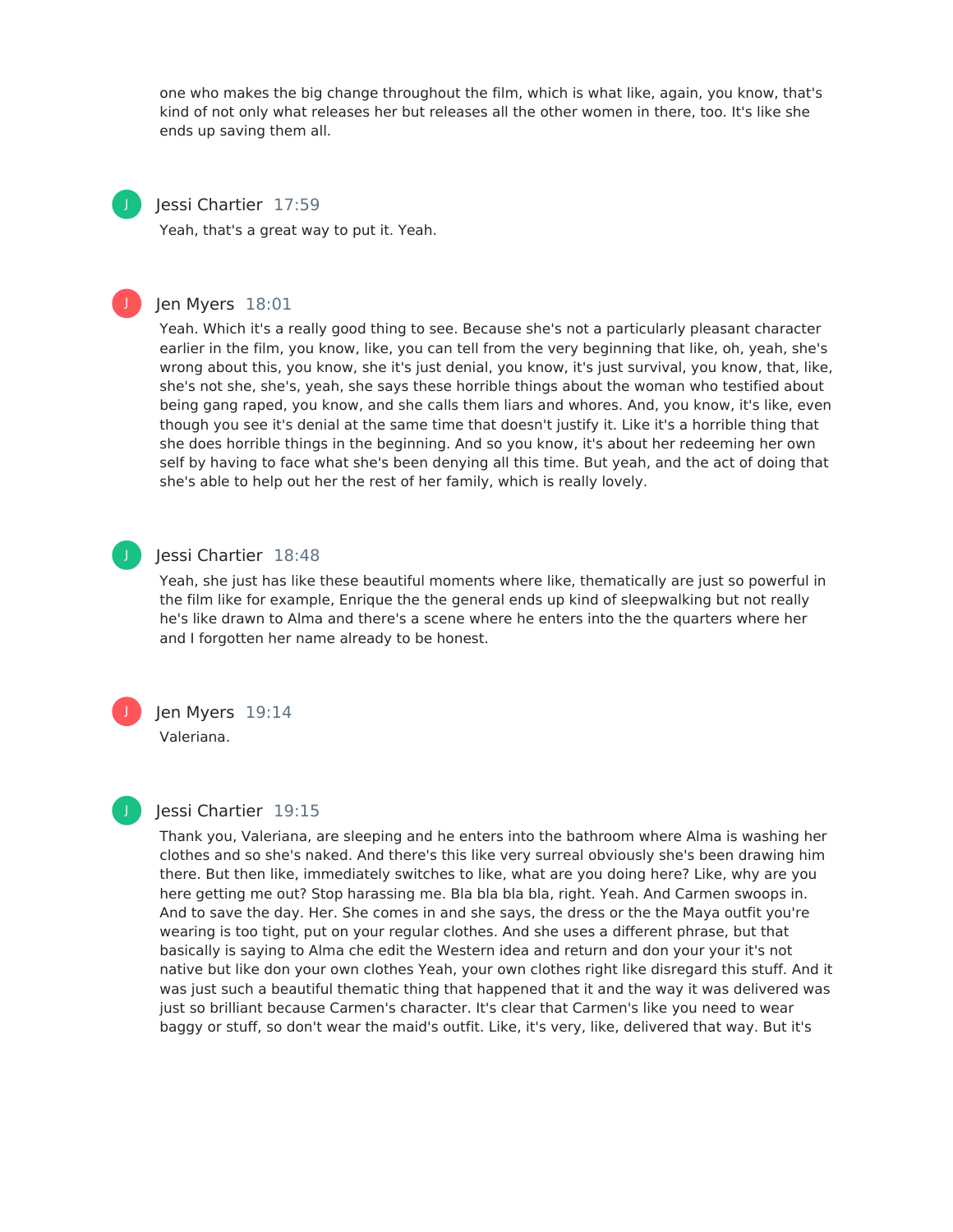one who makes the big change throughout the film, which is what like, again, you know, that's kind of not only what releases her but releases all the other women in there, too. It's like she ends up saving them all.

**Jessi Chartier** 17:59

Yeah, that's a great way to put it. Yeah.

**Jen Myers** 18:01

Yeah. Which it's a really good thing to see. Because she's not a particularly pleasant character earlier in the film, you know, like, you can tell from the very beginning that like, oh, yeah, she's wrong about this, you know, she it's just denial, you know, it's just survival, you know, that, like, she's not she, she's, yeah, she says these horrible things about the woman who testified about being gang raped, you know, and she calls them liars and whores. And, you know, it's like, even though you see it's denial at the same time that doesn't justify it. Like it's a horrible thing that she does horrible things in the beginning. And so you know, it's about her redeeming her own self by having to face what she's been denying all this time. But yeah, and the act of doing that she's able to help out her the rest of her family, which is really lovely.

**Jessi Chartier** 18:48

Yeah, she just has like these beautiful moments where like, thematically are just so powerful in the film like for example, Enrique the the general ends up kind of sleepwalking but not really he's like drawn to Alma and there's a scene where he enters into the the quarters where her and I forgotten her name already to be honest.

**Jen Myers** 19:14

Valeriana.

**Jessi Chartier** 19:15

Thank you, Valeriana, are sleeping and he enters into the bathroom where Alma is washing her clothes and so she's naked. And there's this like very surreal obviously she's been drawing him there. But then like, immediately switches to like, what are you doing here? Like, why are you here getting me out? Stop harassing me. Bla bla bla bla, right. Yeah. And Carmen swoops in. And to save the day. Her. She comes in and she says, the dress or the the Maya outfit you're wearing is too tight, put on your regular clothes. And she uses a different phrase, but that basically is saying to Alma che edit the Western idea and return and don your your it's not native but like don your own clothes Yeah, your own clothes right like disregard this stuff. And it was just such a beautiful thematic thing that happened that it and the way it was delivered was just so brilliant because Carmen's character. It's clear that Carmen's like you need to wear baggy or stuff, so don't wear the maid's outfit. Like, it's very, like, delivered that way. But it's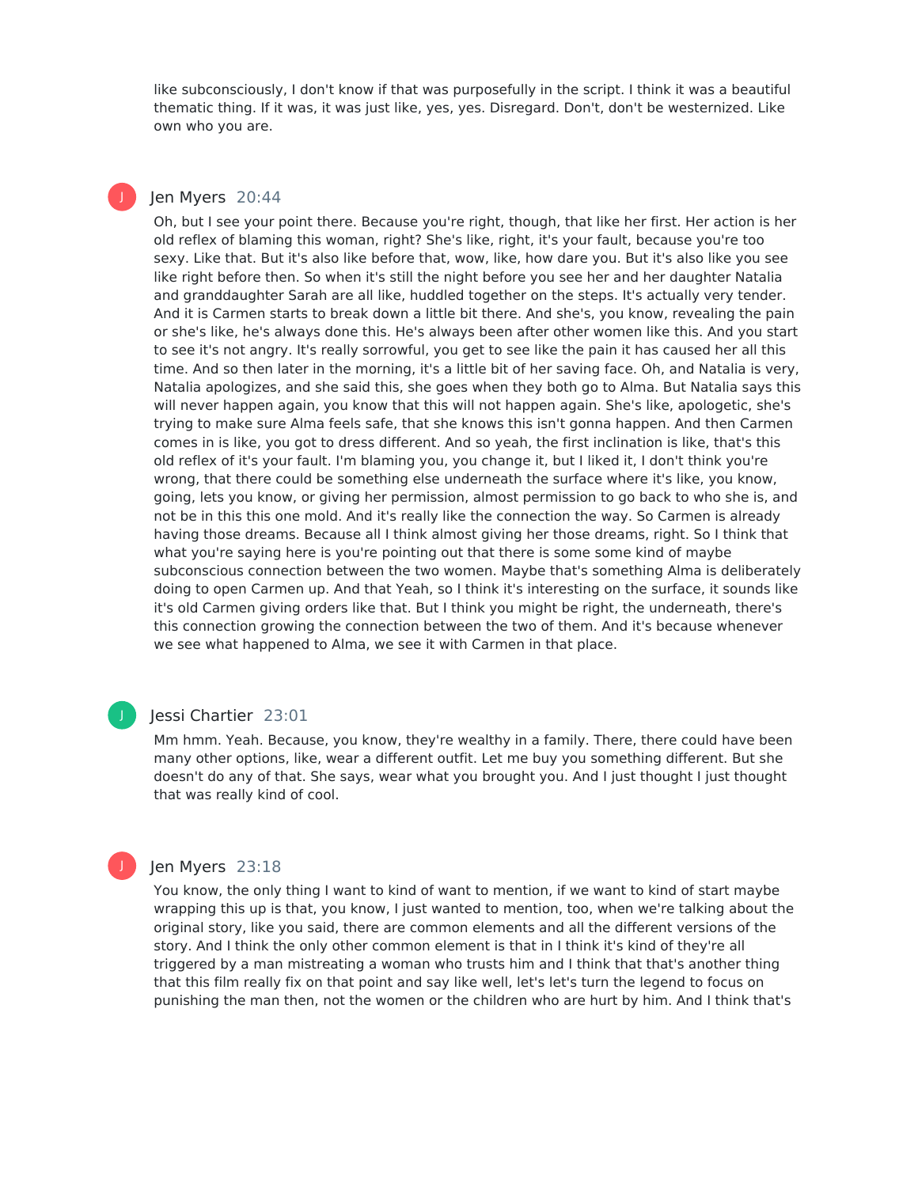like subconsciously, I don't know if that was purposefully in the script. I think it was a beautiful thematic thing. If it was, it was just like, yes, yes. Disregard. Don't, don't be westernized. Like own who you are.

**Jen Myers** 20:44

Oh, but I see your point there. Because you're right, though, that like her first. Her action is her old reflex of blaming this woman, right? She's like, right, it's your fault, because you're too sexy. Like that. But it's also like before that, wow, like, how dare you. But it's also like you see like right before then. So when it's still the night before you see her and her daughter Natalia and granddaughter Sarah are all like, huddled together on the steps. It's actually very tender. And it is Carmen starts to break down a little bit there. And she's, you know, revealing the pain or she's like, he's always done this. He's always been after other women like this. And you start to see it's not angry. It's really sorrowful, you get to see like the pain it has caused her all this time. And so then later in the morning, it's a little bit of her saving face. Oh, and Natalia is very, Natalia apologizes, and she said this, she goes when they both go to Alma. But Natalia says this will never happen again, you know that this will not happen again. She's like, apologetic, she's trying to make sure Alma feels safe, that she knows this isn't gonna happen. And then Carmen comes in is like, you got to dress different. And so yeah, the first inclination is like, that's this old reflex of it's your fault. I'm blaming you, you change it, but I liked it, I don't think you're wrong, that there could be something else underneath the surface where it's like, you know, going, lets you know, or giving her permission, almost permission to go back to who she is, and not be in this this one mold. And it's really like the connection the way. So Carmen is already having those dreams. Because all I think almost giving her those dreams, right. So I think that what you're saying here is you're pointing out that there is some some kind of maybe subconscious connection between the two women. Maybe that's something Alma is deliberately doing to open Carmen up. And that Yeah, so I think it's interesting on the surface, it sounds like it's old Carmen giving orders like that. But I think you might be right, the underneath, there's this connection growing the connection between the two of them. And it's because whenever we see what happened to Alma, we see it with Carmen in that place.

**Jessi Chartier** 23:01

Mm hmm. Yeah. Because, you know, they're wealthy in a family. There, there could have been many other options, like, wear a different outfit. Let me buy you something different. But she doesn't do any of that. She says, wear what you brought you. And I just thought I just thought that was really kind of cool.

**Jen Myers** 23:18

You know, the only thing I want to kind of want to mention, if we want to kind of start maybe wrapping this up is that, you know, I just wanted to mention, too, when we're talking about the original story, like you said, there are common elements and all the different versions of the story. And I think the only other common element is that in I think it's kind of they're all triggered by a man mistreating a woman who trusts him and I think that that's another thing that this film really fix on that point and say like well, let's let's turn the legend to focus on punishing the man then, not the women or the children who are hurt by him. And I think that's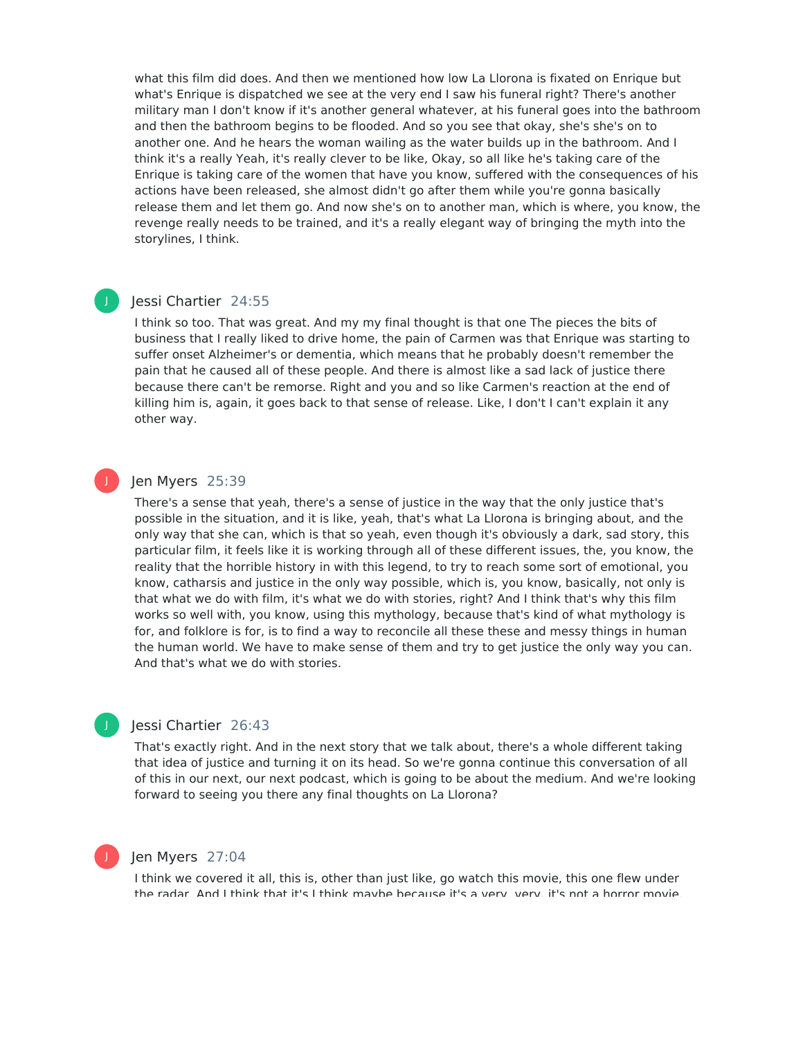what this film did does. And then we mentioned how low La Llorona is fixated on Enrique but what's Enrique is dispatched we see at the very end I saw his funeral right? There's another military man I don't know if it's another general whatever, at his funeral goes into the bathroom and then the bathroom begins to be flooded. And so you see that okay, she's she's on to another one. And he hears the woman wailing as the water builds up in the bathroom. And I think it's a really Yeah, it's really clever to be like, Okay, so all like he's taking care of the Enrique is taking care of the women that have you know, suffered with the consequences of his actions have been released, she almost didn't go after them while you're gonna basically release them and let them go. And now she's on to another man, which is where, you know, the revenge really needs to be trained, and it's a really elegant way of bringing the myth into the storylines, I think.

**Jessi Chartier** 24:55

I think so too. That was great. And my my final thought is that one The pieces the bits of business that I really liked to drive home, the pain of Carmen was that Enrique was starting to suffer onset Alzheimer's or dementia, which means that he probably doesn't remember the pain that he caused all of these people. And there is almost like a sad lack of justice there because there can't be remorse. Right and you and so like Carmen's reaction at the end of killing him is, again, it goes back to that sense of release. Like, I don't I can't explain it any other way.

**Jen Myers** 25:39

There's a sense that yeah, there's a sense of justice in the way that the only justice that's possible in the situation, and it is like, yeah, that's what La Llorona is bringing about, and the only way that she can, which is that so yeah, even though it's obviously a dark, sad story, this particular film, it feels like it is working through all of these different issues, the, you know, the reality that the horrible history in with this legend, to try to reach some sort of emotional, you know, catharsis and justice in the only way possible, which is, you know, basically, not only is that what we do with film, it's what we do with stories, right? And I think that's why this film works so well with, you know, using this mythology, because that's kind of what mythology is for, and folklore is for, is to find a way to reconcile all these these and messy things in human the human world. We have to make sense of them and try to get justice the only way you can. And that's what we do with stories.

**Jessi Chartier** 26:43

That's exactly right. And in the next story that we talk about, there's a whole different taking that idea of justice and turning it on its head. So we're gonna continue this conversation of all of this in our next, our next podcast, which is going to be about the medium. And we're looking forward to seeing you there any final thoughts on La Llorona?

**Jen Myers** 27:04

I think we covered it all, this is, other than just like, go watch this movie, this one flew under the radar. And I think that it's I think maybe because it's a very, very, it's not a horror movie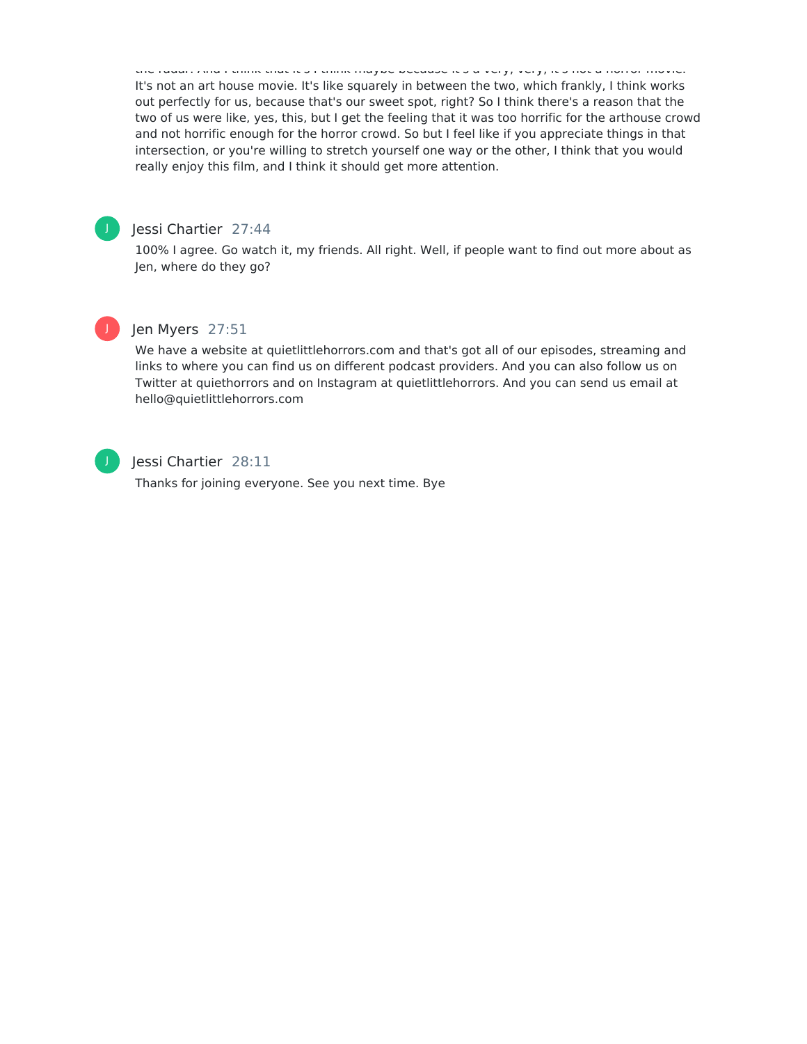the radar. And I think that it's I think maybe because it's a very, very, it's not a horror movie. It's not an art house movie. It's like squarely in between the two, which frankly, I think works out perfectly for us, because that's our sweet spot, right? So I think there's a reason that the two of us were like, yes, this, but I get the feeling that it was too horrific for the arthouse crowd and not horrific enough for the horror crowd. So but I feel like if you appreciate things in that intersection, or you're willing to stretch yourself one way or the other, I think that you would really enjoy this film, and I think it should get more attention.

Jessi Chartier 27:44

100% I agree. Go watch it, my friends. All right. Well, if people want to find out more about as Jen, where do they go?

Jen Myers 27:51

We have a website at quietlittlehorrors.com and that's got all of our episodes, streaming and links to where you can find us on different podcast providers. And you can also follow us on Twitter at quiethorrors and on Instagram at quietlittlehorrors. And you can send us email at hello@quietlittlehorrors.com

Jessi Chartier 28:11

Thanks for joining everyone. See you next time. Bye